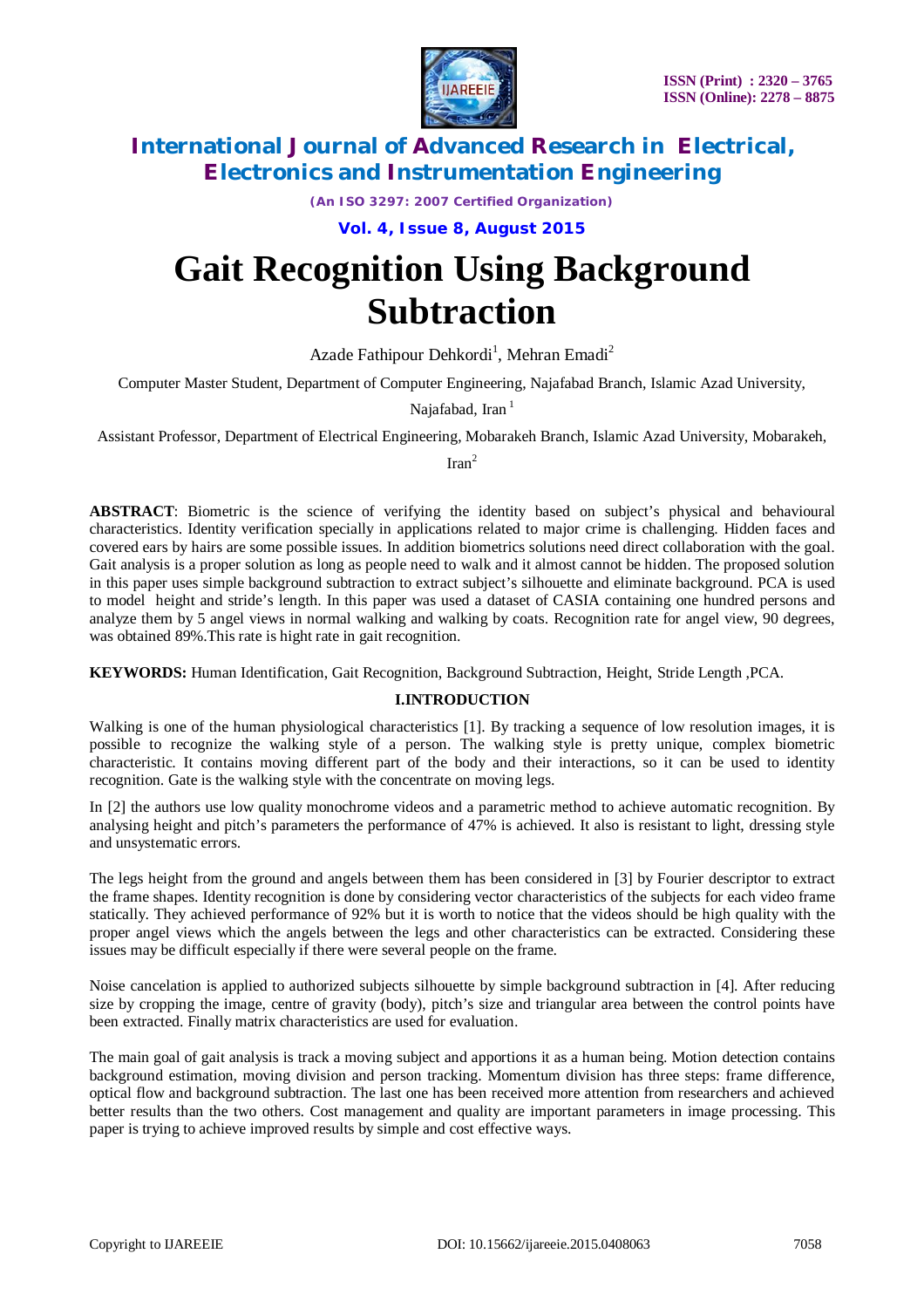# Gait Recognition Using Background Subtraction

Azade Fathipour Dehkordi[1], Mehran Emadi[2]

Computer Master Student, Department of Computer Engineering, Najafabad Branch, Islamic Azad University, Najafabad, Iran [1]

Assistant Professor, Department of Electrical Engineering, Mobarakeh Branch, Islamic Azad University, Mobarakeh, Iran[2]

**ABSTRACT**: Biometric is the science of verifying the identity based on subject's physical and behavioural characteristics. Identity verification specially in applications related to major crime is challenging. Hidden faces and covered ears by hairs are some possible issues. In addition biometrics solutions need direct collaboration with the goal. Gait analysis is a proper solution as long as people need to walk and it almost cannot be hidden. The proposed solution in this paper uses simple background subtraction to extract subject's silhouette and eliminate background. PCA is used to model height and stride's length. In this paper was used a dataset of CASIA containing one hundred persons and analyze them by 5 angel views in normal walking and walking by coats. Recognition rate for angel view, 90 degrees, was obtained 89%.This rate is hight rate in gait recognition.

**KEYWORDS:** Human Identification, Gait Recognition, Background Subtraction, Height, Stride Length ,PCA.

## I.INTRODUCTION

Walking is one of the human physiological characteristics [1]. By tracking a sequence of low resolution images, it is possible to recognize the walking style of a person. The walking style is pretty unique, complex biometric characteristic. It contains moving different part of the body and their interactions, so it can be used to identity recognition. Gate is the walking style with the concentrate on moving legs.

In [2] the authors use low quality monochrome videos and a parametric method to achieve automatic recognition. By analysing height and pitch's parameters the performance of 47% is achieved. It also is resistant to light, dressing style and unsystematic errors.

The legs height from the ground and angels between them has been considered in [3] by Fourier descriptor to extract the frame shapes. Identity recognition is done by considering vector characteristics of the subjects for each video frame statically. They achieved performance of 92% but it is worth to notice that the videos should be high quality with the proper angel views which the angels between the legs and other characteristics can be extracted. Considering these issues may be difficult especially if there were several people on the frame.

Noise cancelation is applied to authorized subjects silhouette by simple background subtraction in [4]. After reducing size by cropping the image, centre of gravity (body), pitch's size and triangular area between the control points have been extracted. Finally matrix characteristics are used for evaluation.

The main goal of gait analysis is track a moving subject and apportions it as a human being. Motion detection contains background estimation, moving division and person tracking. Momentum division has three steps: frame difference, optical flow and background subtraction. The last one has been received more attention from researchers and achieved better results than the two others. Cost management and quality are important parameters in image processing. This paper is trying to achieve improved results by simple and cost effective ways.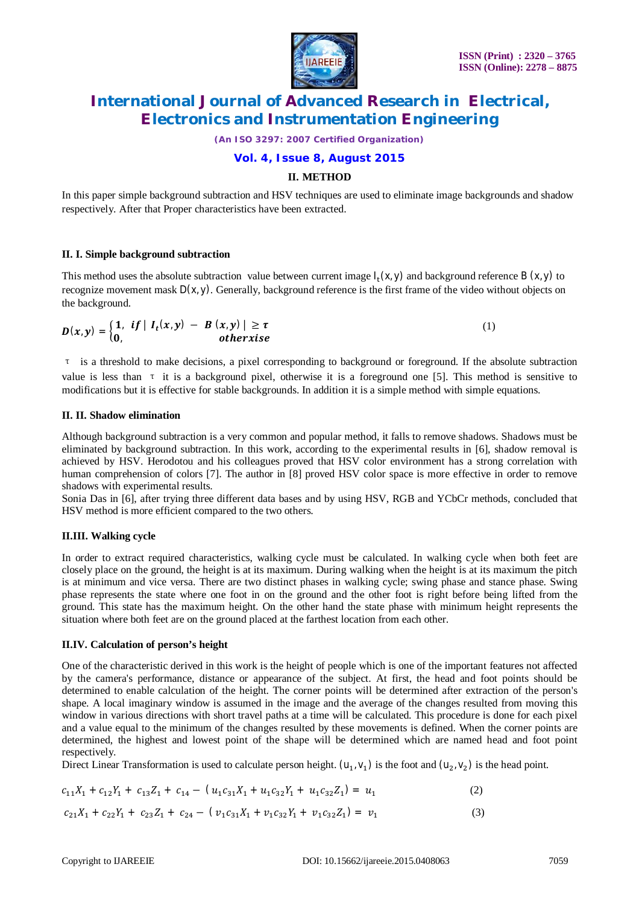## II. METHOD

In this paper simple background subtraction and HSV techniques are used to eliminate image backgrounds and shadow respectively. After that Proper characteristics have been extracted.

### II. I. Simple background subtraction

This method uses the absolute subtraction value between current image $I_t(x,y)$ and background reference $B(x,y)$ to recognize movement mask $D(x,y)$. Generally, background reference is the first frame of the video without objects on the background.

$$D(x,y) = \begin{cases} 1, & if \mid I_t(x,y) - B(x,y) \mid \geq \tau \\ 0, & otherxise \end{cases} \tag{1}$$

$\tau$ is a threshold to make decisions, a pixel corresponding to background or foreground. If the absolute subtraction value is less than $\tau$ it is a background pixel, otherwise it is a foreground one [5]. This method is sensitive to modifications but it is effective for stable backgrounds. In addition it is a simple method with simple equations.

### II. II. Shadow elimination

Although background subtraction is a very common and popular method, it falls to remove shadows. Shadows must be eliminated by background subtraction. In this work, according to the experimental results in [6], shadow removal is achieved by HSV. Herodotou and his colleagues proved that HSV color environment has a strong correlation with human comprehension of colors [7]. The author in [8] proved HSV color space is more effective in order to remove shadows with experimental results.

Sonia Das in [6], after trying three different data bases and by using HSV, RGB and YCbCr methods, concluded that HSV method is more efficient compared to the two others.

### II.III. Walking cycle

In order to extract required characteristics, walking cycle must be calculated. In walking cycle when both feet are closely place on the ground, the height is at its maximum. During walking when the height is at its maximum the pitch is at minimum and vice versa. There are two distinct phases in walking cycle; swing phase and stance phase. Swing phase represents the state where one foot in on the ground and the other foot is right before being lifted from the ground. This state has the maximum height. On the other hand the state phase with minimum height represents the situation where both feet are on the ground placed at the farthest location from each other.

### II.IV. Calculation of person's height

One of the characteristic derived in this work is the height of people which is one of the important features not affected by the camera's performance, distance or appearance of the subject. At first, the head and foot points should be determined to enable calculation of the height. The corner points will be determined after extraction of the person's shape. A local imaginary window is assumed in the image and the average of the changes resulted from moving this window in various directions with short travel paths at a time will be calculated. This procedure is done for each pixel and a value equal to the minimum of the changes resulted by these movements is defined. When the corner points are determined, the highest and lowest point of the shape will be determined which are named head and foot point respectively.

Direct Linear Transformation is used to calculate person height. $(u_1, v_1)$ is the foot and $(u_2, v_2)$ is the head point.

$$c_{11}X_1 + c_{12}Y_1 + c_{13}Z_1 + c_{14} - (u_1c_{31}X_1 + u_1c_{32}Y_1 + u_1c_{32}Z_1) = u_1 \tag{2}$$

$$c_{21}X_1 + c_{22}Y_1 + c_{23}Z_1 + c_{24} - (v_1c_{31}X_1 + v_1c_{32}Y_1 + v_1c_{32}Z_1) = v_1 \tag{3}$$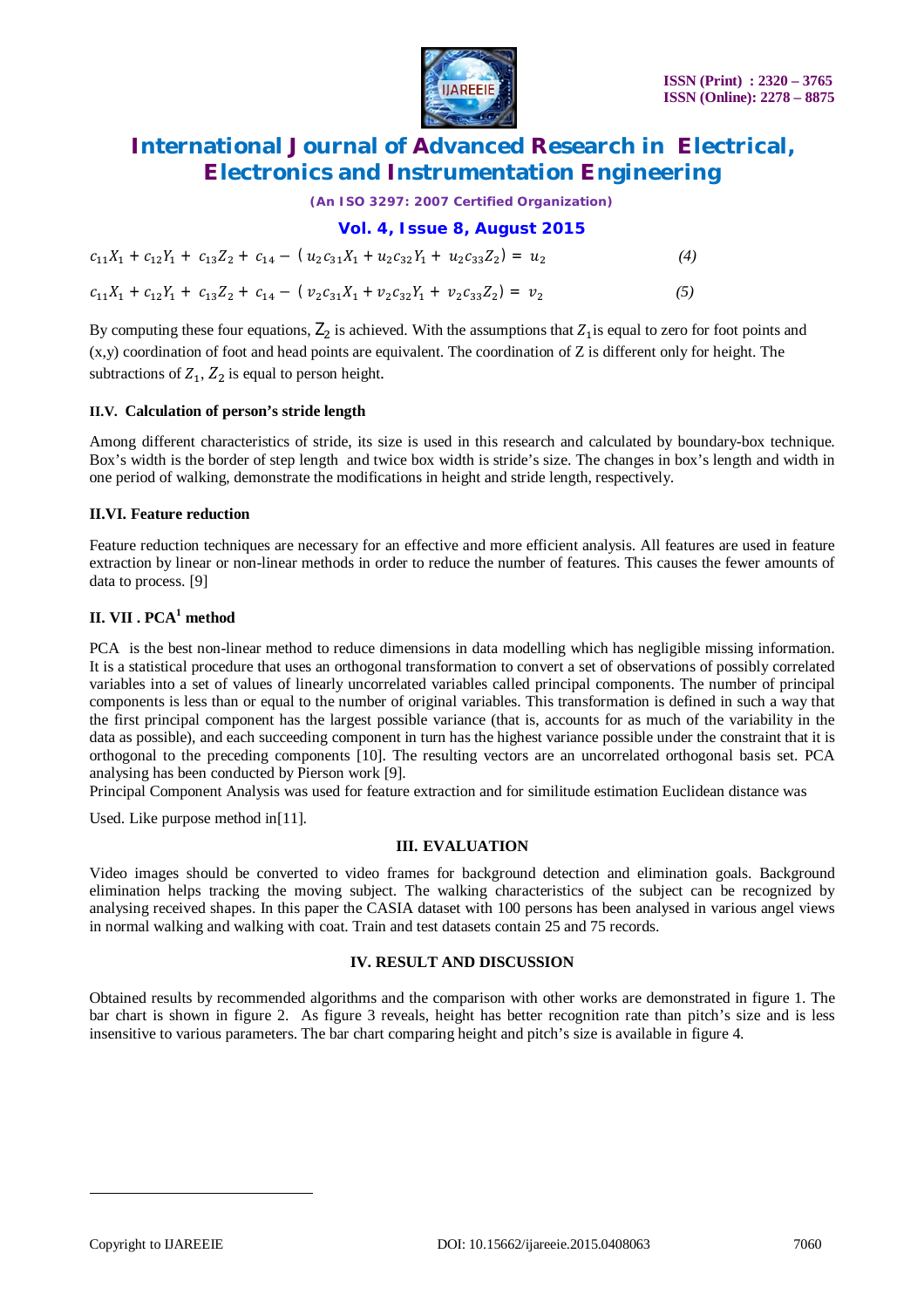$$c_{11}X_1 + c_{12}Y_1 + c_{13}Z_2 + c_{14} - (u_2c_{31}X_1 + u_2c_{32}Y_1 + u_2c_{33}Z_2) = u_2 \quad (4)$$

$$c_{11}X_1 + c_{12}Y_1 + c_{13}Z_2 + c_{14} - (v_2c_{31}X_1 + v_2c_{32}Y_1 + v_2c_{33}Z_2) = v_2 \quad (5)$$

By computing these four equations, $Z_2$ is achieved. With the assumptions that $Z_1$is equal to zero for foot points and (x,y) coordination of foot and head points are equivalent. The coordination of Z is different only for height. The subtractions of $Z_1$, $Z_2$ is equal to person height.

### II.V. Calculation of person's stride length

Among different characteristics of stride, its size is used in this research and calculated by boundary-box technique. Box's width is the border of step length and twice box width is stride's size. The changes in box's length and width in one period of walking, demonstrate the modifications in height and stride length, respectively.

### II.VI. Feature reduction

Feature reduction techniques are necessary for an effective and more efficient analysis. All features are used in feature extraction by linear or non-linear methods in order to reduce the number of features. This causes the fewer amounts of data to process. [9]

### II. VII . PCA[1] method

PCA is the best non-linear method to reduce dimensions in data modelling which has negligible missing information. It is a statistical procedure that uses an orthogonal transformation to convert a set of observations of possibly correlated variables into a set of values of linearly uncorrelated variables called principal components. The number of principal components is less than or equal to the number of original variables. This transformation is defined in such a way that the first principal component has the largest possible variance (that is, accounts for as much of the variability in the data as possible), and each succeeding component in turn has the highest variance possible under the constraint that it is orthogonal to the preceding components [10]. The resulting vectors are an uncorrelated orthogonal basis set. PCA analysing has been conducted by Pierson work [9].

Principal Component Analysis was used for feature extraction and for similitude estimation Euclidean distance was

Used. Like purpose method in[11].

## III. EVALUATION

Video images should be converted to video frames for background detection and elimination goals. Background elimination helps tracking the moving subject. The walking characteristics of the subject can be recognized by analysing received shapes. In this paper the CASIA dataset with 100 persons has been analysed in various angel views in normal walking and walking with coat. Train and test datasets contain 25 and 75 records.

## IV. RESULT AND DISCUSSION

Obtained results by recommended algorithms and the comparison with other works are demonstrated in figure 1. The bar chart is shown in figure 2. As figure 3 reveals, height has better recognition rate than pitch's size and is less insensitive to various parameters. The bar chart comparing height and pitch's size is available in figure 4.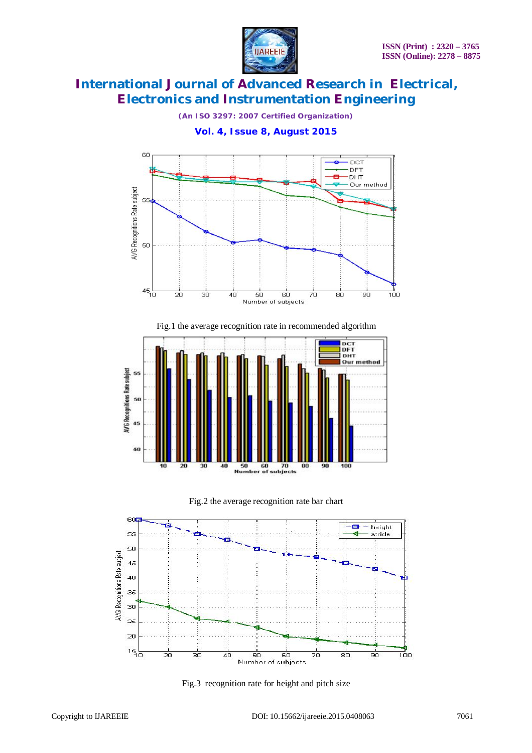Fig.1 the average recognition rate in recommended algorithm

Fig.2 the average recognition rate bar chart

Fig.3 recognition rate for height and pitch size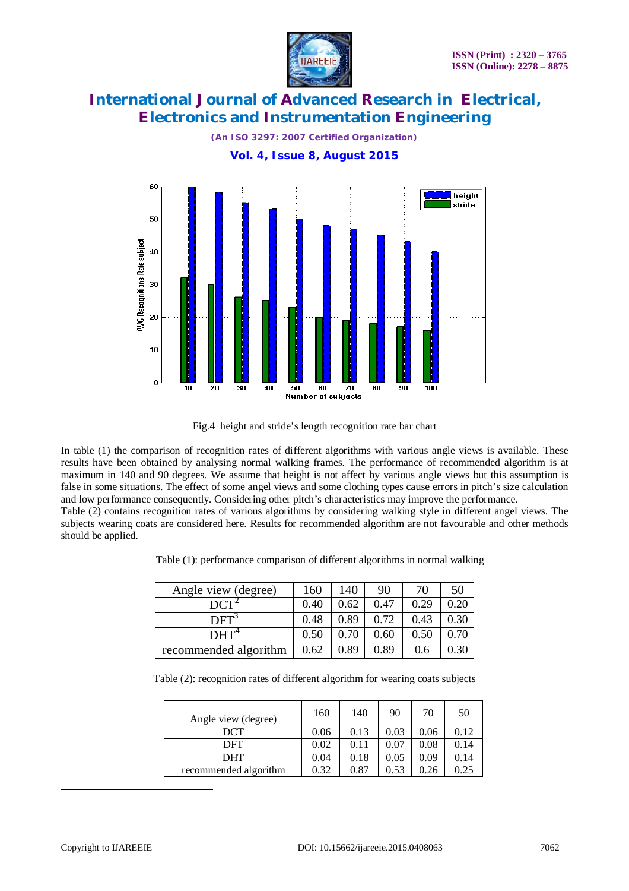Fig.4 height and stride's length recognition rate bar chart

In table (1) the comparison of recognition rates of different algorithms with various angle views is available. These results have been obtained by analysing normal walking frames. The performance of recommended algorithm is at maximum in 140 and 90 degrees. We assume that height is not affect by various angle views but this assumption is false in some situations. The effect of some angel views and some clothing types cause errors in pitch's size calculation and low performance consequently. Considering other pitch's characteristics may improve the performance.

Table (2) contains recognition rates of various algorithms by considering walking style in different angel views. The subjects wearing coats are considered here. Results for recommended algorithm are not favourable and other methods should be applied.

Table (1): performance comparison of different algorithms in normal walking

| Angle view (degree) | 160 | 140 | 90 | 70 | 50 |
|---|---|---|---|---|---|
| DCT[2] | 0.40 | 0.62 | 0.47 | 0.29 | 0.20 |
| DFT[3] | 0.48 | 0.89 | 0.72 | 0.43 | 0.30 |
| DHT[4] | 0.50 | 0.70 | 0.60 | 0.50 | 0.70 |
| recommended algorithm | 0.62 | 0.89 | 0.89 | 0.6 | 0.30 |

Table (2): recognition rates of different algorithm for wearing coats subjects

| Angle view (degree) | 160 | 140 | 90 | 70 | 50 |
|---|---|---|---|---|---|
| DCT | 0.06 | 0.13 | 0.03 | 0.06 | 0.12 |
| DFT | 0.02 | 0.11 | 0.07 | 0.08 | 0.14 |
| DHT | 0.04 | 0.18 | 0.05 | 0.09 | 0.14 |
| recommended algorithm | 0.32 | 0.87 | 0.53 | 0.26 | 0.25 |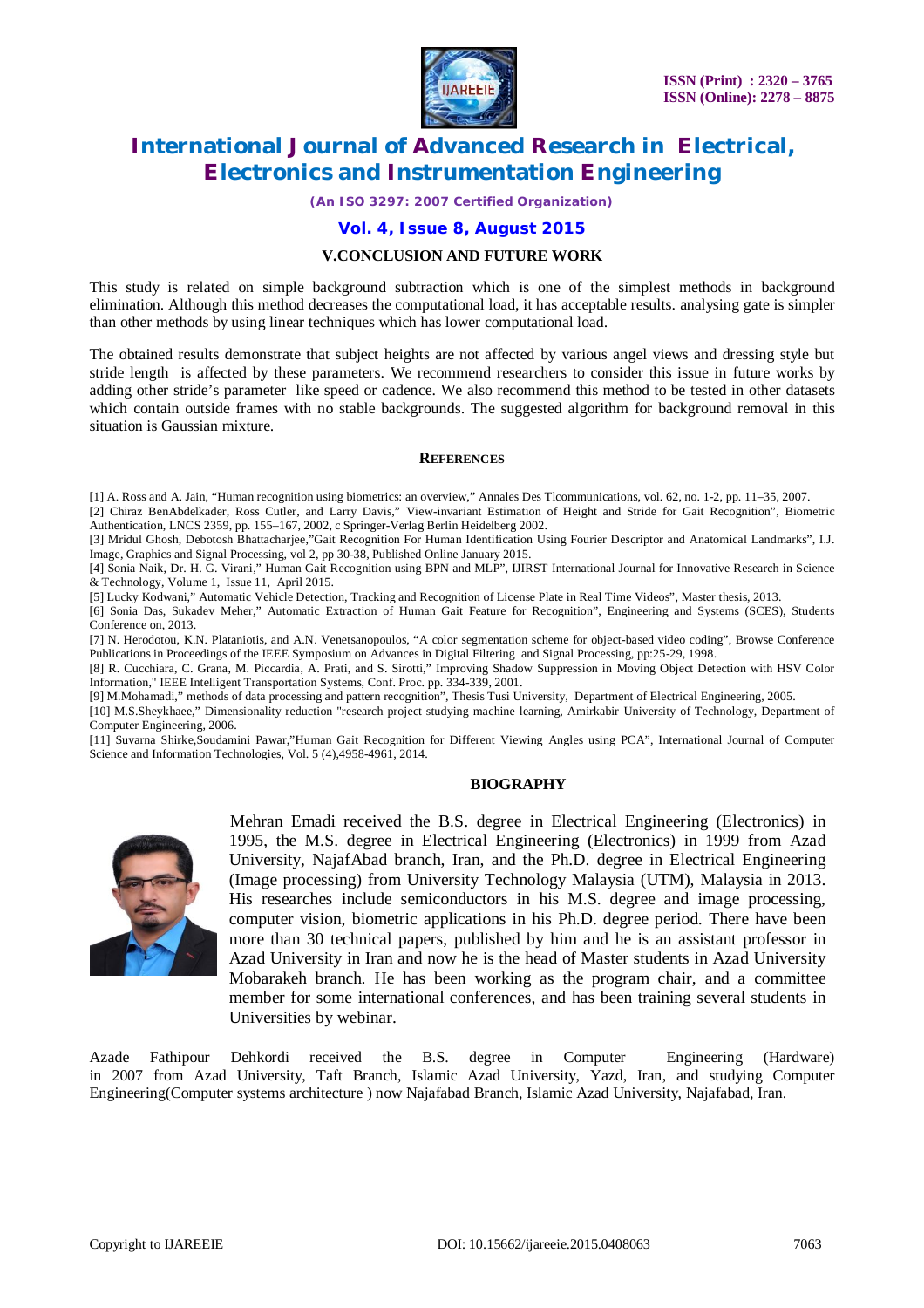## V.CONCLUSION AND FUTURE WORK

This study is related on simple background subtraction which is one of the simplest methods in background elimination. Although this method decreases the computational load, it has acceptable results. analysing gate is simpler than other methods by using linear techniques which has lower computational load.

The obtained results demonstrate that subject heights are not affected by various angel views and dressing style but stride length is affected by these parameters. We recommend researchers to consider this issue in future works by adding other stride's parameter like speed or cadence. We also recommend this method to be tested in other datasets which contain outside frames with no stable backgrounds. The suggested algorithm for background removal in this situation is Gaussian mixture.

### REFERENCES

[1] A. Ross and A. Jain, "Human recognition using biometrics: an overview," Annales Des Tlcommunications, vol. 62, no. 1-2, pp. 11–35, 2007.

[2] Chiraz BenAbdelkader, Ross Cutler, and Larry Davis," View-invariant Estimation of Height and Stride for Gait Recognition", Biometric Authentication, LNCS 2359, pp. 155–167, 2002, c Springer-Verlag Berlin Heidelberg 2002.

[3] Mridul Ghosh, Debotosh Bhattacharjee,"Gait Recognition For Human Identification Using Fourier Descriptor and Anatomical Landmarks", I.J. Image, Graphics and Signal Processing, vol 2, pp 30-38, Published Online January 2015.

[4] Sonia Naik, Dr. H. G. Virani," Human Gait Recognition using BPN and MLP", IJIRST International Journal for Innovative Research in Science & Technology, Volume 1, Issue 11, April 2015.

[5] Lucky Kodwani," Automatic Vehicle Detection, Tracking and Recognition of License Plate in Real Time Videos", Master thesis, 2013.

[6] Sonia Das, Sukadev Meher," Automatic Extraction of Human Gait Feature for Recognition", Engineering and Systems (SCES), Students Conference on, 2013.

[7] N. Herodotou, K.N. Plataniotis, and A.N. Venetsanopoulos, "A color segmentation scheme for object-based video coding", Browse Conference Publications in Proceedings of the IEEE Symposium on Advances in Digital Filtering and Signal Processing, pp:25-29, 1998.

[8] R. Cucchiara, C. Grana, M. Piccardia, A. Prati, and S. Sirotti," Improving Shadow Suppression in Moving Object Detection with HSV Color Information," IEEE Intelligent Transportation Systems, Conf. Proc. pp. 334-339, 2001.

[9] M.Mohamadi," methods of data processing and pattern recognition", Thesis Tusi University, Department of Electrical Engineering, 2005.

[10] M.S.Sheykhaee," Dimensionality reduction "research project studying machine learning, Amirkabir University of Technology, Department of Computer Engineering, 2006.

[11] Suvarna Shirke,Soudamini Pawar,"Human Gait Recognition for Different Viewing Angles using PCA", International Journal of Computer Science and Information Technologies, Vol. 5 (4),4958-4961, 2014.

### BIOGRAPHY

Mehran Emadi received the B.S. degree in Electrical Engineering (Electronics) in 1995, the M.S. degree in Electrical Engineering (Electronics) in 1999 from Azad University, NajafAbad branch, Iran, and the Ph.D. degree in Electrical Engineering (Image processing) from University Technology Malaysia (UTM), Malaysia in 2013. His researches include semiconductors in his M.S. degree and image processing, computer vision, biometric applications in his Ph.D. degree period. There have been more than 30 technical papers, published by him and he is an assistant professor in Azad University in Iran and now he is the head of Master students in Azad University Mobarakeh branch. He has been working as the program chair, and a committee member for some international conferences, and has been training several students in Universities by webinar.

Azade Fathipour Dehkordi received the B.S. degree in Computer Engineering (Hardware) in 2007 from Azad University, Taft Branch, Islamic Azad University, Yazd, Iran, and studying Computer Engineering(Computer systems architecture ) now Najafabad Branch, Islamic Azad University, Najafabad, Iran.